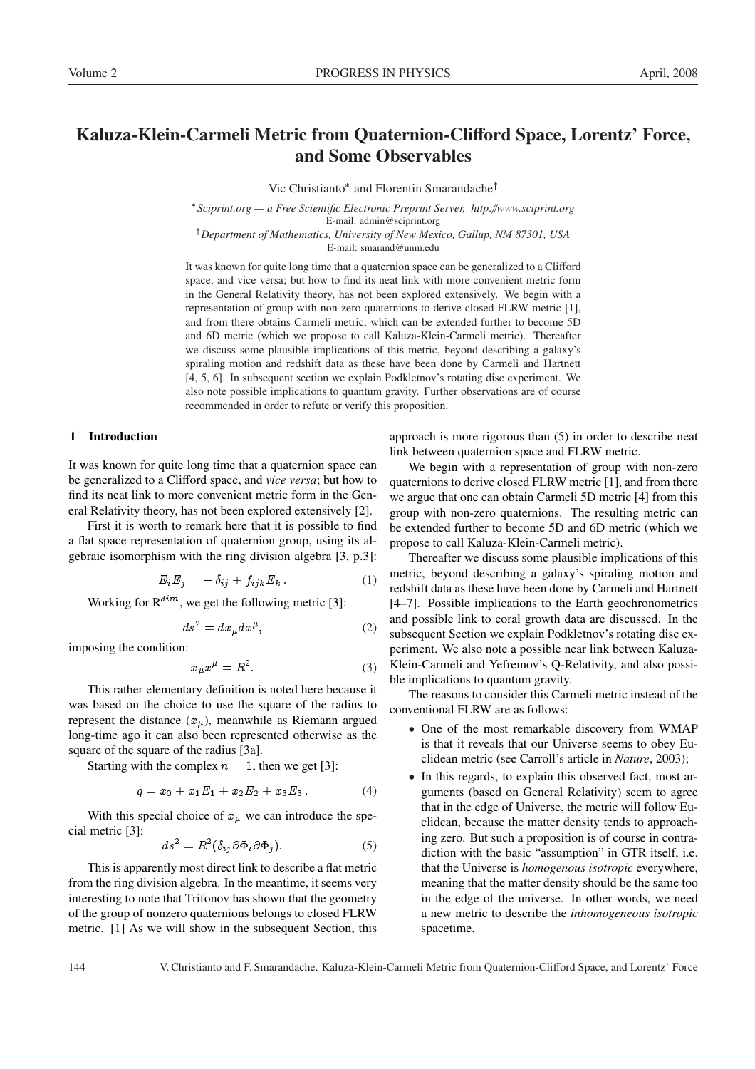# Kaluza-Klein-Carmeli Metric from Quaternion-Clifford Space, Lorentz' Force, and Some Observables

Vic Christianto[*] and Florentin Smarandache[†]

[*] *Sciprint.org — a Free Scientific Electronic Preprint Server, http://www.sciprint.org*
E-mail: admin@sciprint.org

[†] *Department of Mathematics, University of New Mexico, Gallup, NM 87301, USA*
E-mail: smarand@unm.edu

It was known for quite long time that a quaternion space can be generalized to a Clifford space, and vice versa; but how to find its neat link with more convenient metric form in the General Relativity theory, has not been explored extensively. We begin with a representation of group with non-zero quaternions to derive closed FLRW metric [1], and from there obtains Carmeli metric, which can be extended further to become 5D and 6D metric (which we propose to call Kaluza-Klein-Carmeli metric). Thereafter we discuss some plausible implications of this metric, beyond describing a galaxy's spiraling motion and redshift data as these have been done by Carmeli and Hartnett [4, 5, 6]. In subsequent section we explain Podkletnov's rotating disc experiment. We also note possible implications to quantum gravity. Further observations are of course recommended in order to refute or verify this proposition.

## 1 Introduction

It was known for quite long time that a quaternion space can be generalized to a Clifford space, and *vice versa*; but how to find its neat link to more convenient metric form in the General Relativity theory, has not been explored extensively [2].

First it is worth to remark here that it is possible to find a flat space representation of quaternion group, using its algebraic isomorphism with the ring division algebra [3, p.3]:

$$E_i E_j = -\delta_{ij} + f_{ijk} E_k . \tag{1}$$

Working for $R^{dim}$, we get the following metric [3]:

$$ds^2 = dx_\mu dx^\mu, \tag{2}$$

imposing the condition:

$$x_\mu x^\mu = R^2. \tag{3}$$

This rather elementary definition is noted here because it was based on the choice to use the square of the radius to represent the distance $(x_\mu)$, meanwhile as Riemann argued long-time ago it can also been represented otherwise as the square of the square of the radius [3a].

Starting with the complex $n = 1$, then we get [3]:

$$q = x_0 + x_1 E_1 + x_2 E_2 + x_3 E_3 . \tag{4}$$

With this special choice of $x_\mu$ we can introduce the special metric [3]:

$$ds^2 = R^2(\delta_{ij}\, \partial\Phi_i \partial\Phi_j). \tag{5}$$

This is apparently most direct link to describe a flat metric from the ring division algebra. In the meantime, it seems very interesting to note that Trifonov has shown that the geometry of the group of nonzero quaternions belongs to closed FLRW metric. [1] As we will show in the subsequent Section, this approach is more rigorous than (5) in order to describe neat link between quaternion space and FLRW metric.

We begin with a representation of group with non-zero quaternions to derive closed FLRW metric [1], and from there we argue that one can obtain Carmeli 5D metric [4] from this group with non-zero quaternions. The resulting metric can be extended further to become 5D and 6D metric (which we propose to call Kaluza-Klein-Carmeli metric).

Thereafter we discuss some plausible implications of this metric, beyond describing a galaxy's spiraling motion and redshift data as these have been done by Carmeli and Hartnett [4–7]. Possible implications to the Earth geochronometrics and possible link to coral growth data are discussed. In the subsequent Section we explain Podkletnov's rotating disc experiment. We also note a possible near link between Kaluza-Klein-Carmeli and Yefremov's Q-Relativity, and also possible implications to quantum gravity.

The reasons to consider this Carmeli metric instead of the conventional FLRW are as follows:

- One of the most remarkable discovery from WMAP is that it reveals that our Universe seems to obey Euclidean metric (see Carroll's article in *Nature*, 2003);
- In this regards, to explain this observed fact, most arguments (based on General Relativity) seem to agree that in the edge of Universe, the metric will follow Euclidean, because the matter density tends to approaching zero. But such a proposition is of course in contradiction with the basic "assumption" in GTR itself, i.e. that the Universe is *homogenous isotropic* everywhere, meaning that the matter density should be the same too in the edge of the universe. In other words, we need a new metric to describe the *inhomogeneous isotropic* spacetime.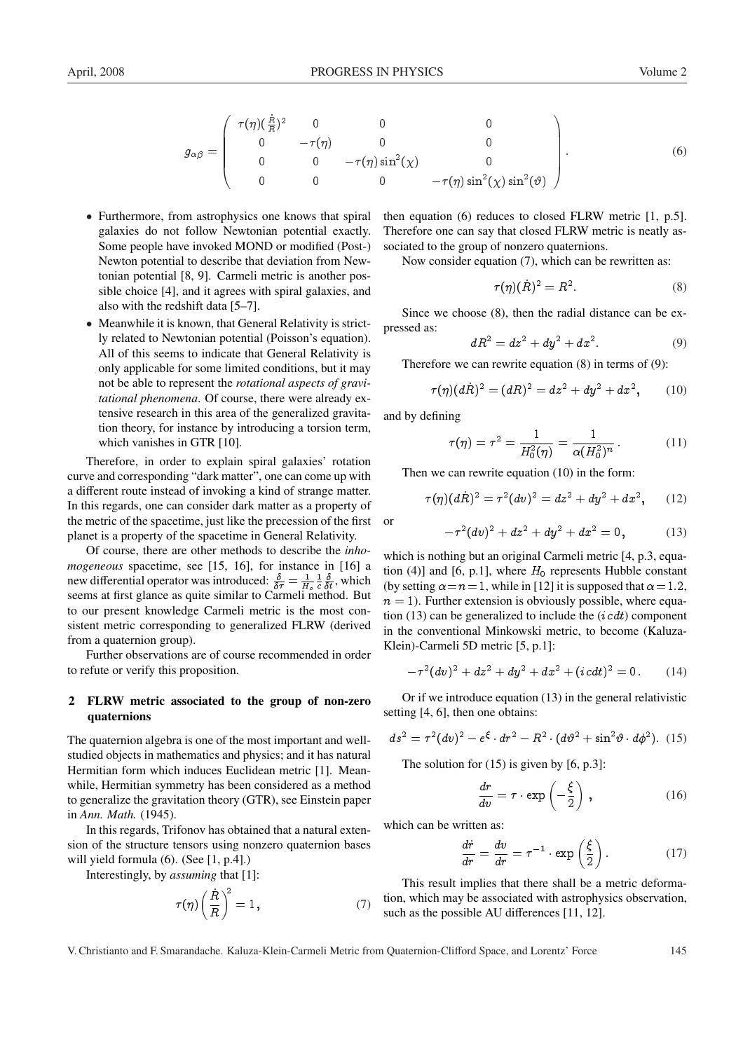$$
g_{\alpha\beta} = \begin{pmatrix} \tau(\eta)(\frac{\dot{R}}{R})^2 & 0 & 0 & 0 \\ 0 & -\tau(\eta) & 0 & 0 \\ 0 & 0 & -\tau(\eta)\sin^2(\chi) & 0 \\ 0 & 0 & 0 & -\tau(\eta)\sin^2(\chi)\sin^2(\vartheta) \end{pmatrix}. \tag{6}
$$

- Furthermore, from astrophysics one knows that spiral galaxies do not follow Newtonian potential exactly. Some people have invoked MOND or modified (Post-) Newton potential to describe that deviation from Newtonian potential [8, 9]. Carmeli metric is another possible choice [4], and it agrees with spiral galaxies, and also with the redshift data [5–7].
- Meanwhile it is known, that General Relativity is strictly related to Newtonian potential (Poisson's equation). All of this seems to indicate that General Relativity is only applicable for some limited conditions, but it may not be able to represent the *rotational aspects of gravitational phenomena*. Of course, there were already extensive research in this area of the generalized gravitation theory, for instance by introducing a torsion term, which vanishes in GTR [10].

Therefore, in order to explain spiral galaxies' rotation curve and corresponding "dark matter", one can come up with a different route instead of invoking a kind of strange matter. In this regards, one can consider dark matter as a property of the metric of the spacetime, just like the precession of the first planet is a property of the spacetime in General Relativity.

Of course, there are other methods to describe the *inhomogeneous* spacetime, see [15, 16], for instance in [16] a new differential operator was introduced: $\frac{\delta}{\delta\tau} = \frac{1}{H_o}\frac{1}{c}\frac{\delta}{\delta t}$, which seems at first glance as quite similar to Carmeli method. But to our present knowledge Carmeli metric is the most consistent metric corresponding to generalized FLRW (derived from a quaternion group).

Further observations are of course recommended in order to refute or verify this proposition.

## 2 FLRW metric associated to the group of non-zero quaternions

The quaternion algebra is one of the most important and well-studied objects in mathematics and physics; and it has natural Hermitian form which induces Euclidean metric [1]. Meanwhile, Hermitian symmetry has been considered as a method to generalize the gravitation theory (GTR), see Einstein paper in *Ann. Math.* (1945).

In this regards, Trifonov has obtained that a natural extension of the structure tensors using nonzero quaternion bases will yield formula (6). (See [1, p.4].)

Interestingly, by *assuming* that [1]:

$$
\tau(\eta)\left(\frac{\dot{R}}{R}\right)^2 = 1\,, \tag{7}
$$

then equation (6) reduces to closed FLRW metric [1, p.5]. Therefore one can say that closed FLRW metric is neatly associated to the group of nonzero quaternions.

Now consider equation (7), which can be rewritten as:

$$
\tau(\eta)(\dot{R})^2 = R^2. \tag{8}
$$

Since we choose (8), then the radial distance can be expressed as:

$$
dR^2 = dz^2 + dy^2 + dx^2. \tag{9}
$$

Therefore we can rewrite equation (8) in terms of (9):

$$
\tau(\eta)(d\dot{R})^2 = (dR)^2 = dz^2 + dy^2 + dx^2, \tag{10}
$$

and by defining

$$
\tau(\eta) = \tau^2 = \frac{1}{H_0^2(\eta)} = \frac{1}{\alpha(H_0^2)^n}. \tag{11}
$$

Then we can rewrite equation (10) in the form:

$$
\tau(\eta)(d\dot{R})^2 = \tau^2(dv)^2 = dz^2 + dy^2 + dx^2, \tag{12}
$$

or

$$
-\tau^2(dv)^2 + dz^2 + dy^2 + dx^2 = 0\,, \tag{13}
$$

which is nothing but an original Carmeli metric [4, p.3, equation (4)] and [6, p.1], where $H_0$ represents Hubble constant (by setting $\alpha = n = 1$, while in [12] it is supposed that $\alpha = 1.2$, $n = 1$). Further extension is obviously possible, where equation (13) can be generalized to include the $(i\,cdt)$ component in the conventional Minkowski metric, to become (Kaluza-Klein)-Carmeli 5D metric [5, p.1]:

$$
-\tau^2(dv)^2 + dz^2 + dy^2 + dx^2 + (i\,cdt)^2 = 0\,. \tag{14}
$$

Or if we introduce equation (13) in the general relativistic setting [4, 6], then one obtains:

$$
ds^2 = \tau^2(dv)^2 - e^{\xi}\cdot dr^2 - R^2\cdot(d\vartheta^2 + \sin^2\vartheta\cdot d\phi^2). \tag{15}
$$

The solution for (15) is given by [6, p.3]:

$$
\frac{dr}{dv} = \tau\cdot\exp\left(-\frac{\xi}{2}\right), \tag{16}
$$

which can be written as:

$$
\frac{d\dot{r}}{dr} = \frac{dv}{dr} = \tau^{-1}\cdot\exp\left(\frac{\xi}{2}\right). \tag{17}
$$

This result implies that there shall be a metric deformation, which may be associated with astrophysics observation, such as the possible AU differences [11, 12].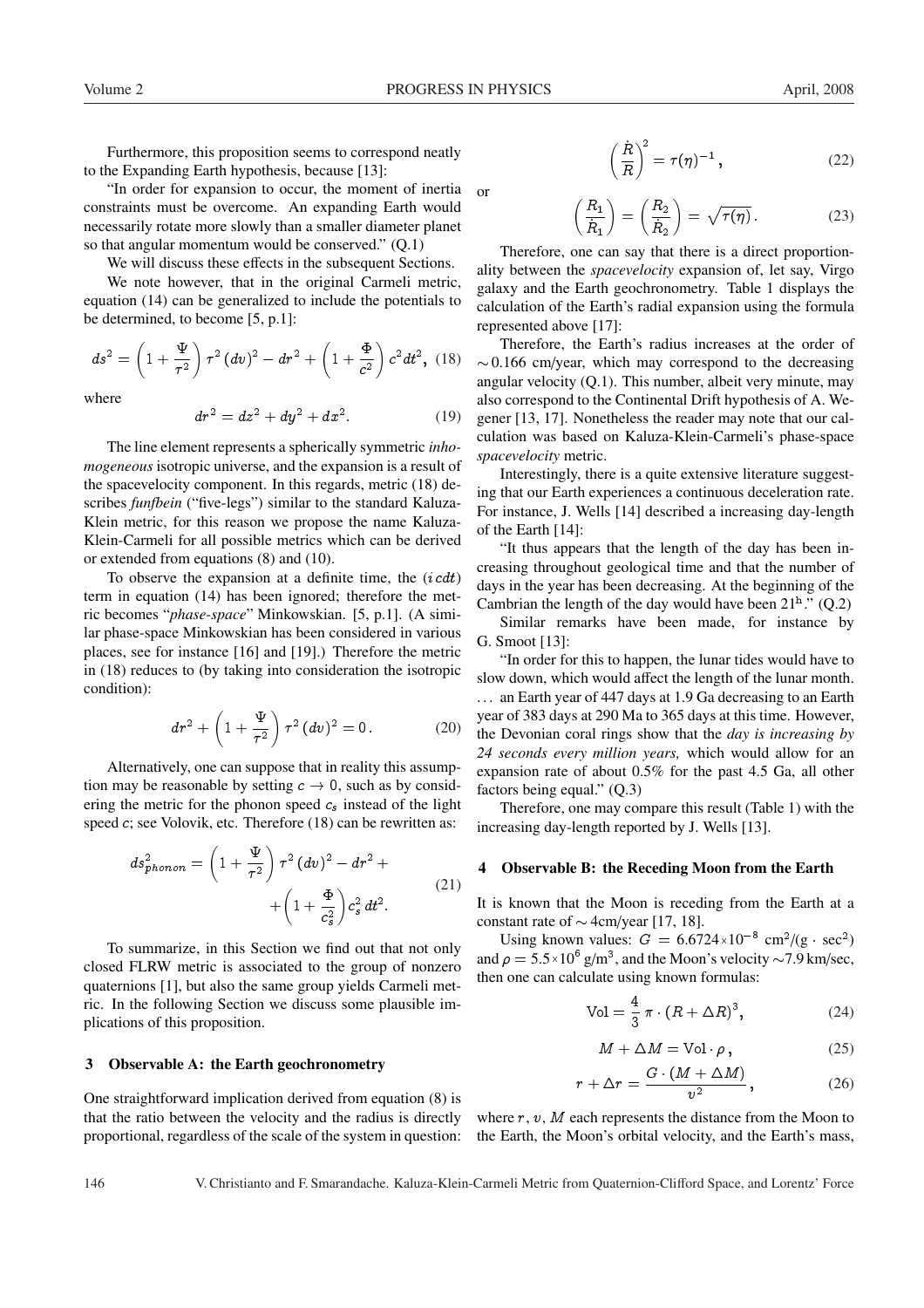Furthermore, this proposition seems to correspond neatly to the Expanding Earth hypothesis, because [13]:

"In order for expansion to occur, the moment of inertia constraints must be overcome. An expanding Earth would necessarily rotate more slowly than a smaller diameter planet so that angular momentum would be conserved." (Q.1)

We will discuss these effects in the subsequent Sections.

We note however, that in the original Carmeli metric, equation (14) can be generalized to include the potentials to be determined, to become [5, p.1]:

$$ds^2 = \left(1 + \frac{\Psi}{\tau^2}\right)\tau^2 (dv)^2 - dr^2 + \left(1 + \frac{\Phi}{c^2}\right)c^2 dt^2, \quad (18)$$

where

$$dr^2 = dz^2 + dy^2 + dx^2. \quad (19)$$

The line element represents a spherically symmetric *inhomogeneous* isotropic universe, and the expansion is a result of the spacevelocity component. In this regards, metric (18) describes *funfbein* ("five-legs") similar to the standard Kaluza-Klein metric, for this reason we propose the name Kaluza-Klein-Carmeli for all possible metrics which can be derived or extended from equations (8) and (10).

To observe the expansion at a definite time, the $(i\,cdt)$ term in equation (14) has been ignored; therefore the metric becomes "*phase-space*" Minkowskian. [5, p.1]. (A similar phase-space Minkowskian has been considered in various places, see for instance [16] and [19].) Therefore the metric in (18) reduces to (by taking into consideration the isotropic condition):

$$dr^2 + \left(1 + \frac{\Psi}{\tau^2}\right)\tau^2 (dv)^2 = 0\,. \quad (20)$$

Alternatively, one can suppose that in reality this assumption may be reasonable by setting $c \to 0$, such as by considering the metric for the phonon speed $c_s$ instead of the light speed $c$; see Volovik, etc. Therefore (18) can be rewritten as:

$$ds^2_{phonon} = \left(1 + \frac{\Psi}{\tau^2}\right)\tau^2 (dv)^2 - dr^2 + \left(1 + \frac{\Phi}{c_s^2}\right)c_s^2\, dt^2. \quad (21)$$

To summarize, in this Section we find out that not only closed FLRW metric is associated to the group of nonzero quaternions [1], but also the same group yields Carmeli metric. In the following Section we discuss some plausible implications of this proposition.

## 3 Observable A: the Earth geochronometry

One straightforward implication derived from equation (8) is that the ratio between the velocity and the radius is directly proportional, regardless of the scale of the system in question:

$$\left(\frac{\dot{R}}{R}\right)^2 = \tau(\eta)^{-1}, \quad (22)$$

or

$$\left(\frac{R_1}{\dot{R}_1}\right) = \left(\frac{R_2}{\dot{R}_2}\right) = \sqrt{\tau(\eta)}\,. \quad (23)$$

Therefore, one can say that there is a direct proportionality between the *spacevelocity* expansion of, let say, Virgo galaxy and the Earth geochronometry. Table 1 displays the calculation of the Earth's radial expansion using the formula represented above [17]:

Therefore, the Earth's radius increases at the order of $\sim$0.166 cm/year, which may correspond to the decreasing angular velocity (Q.1). This number, albeit very minute, may also correspond to the Continental Drift hypothesis of A. Wegener [13, 17]. Nonetheless the reader may note that our calculation was based on Kaluza-Klein-Carmeli's phase-space *spacevelocity* metric.

Interestingly, there is a quite extensive literature suggesting that our Earth experiences a continuous deceleration rate. For instance, J. Wells [14] described a increasing day-length of the Earth [14]:

"It thus appears that the length of the day has been increasing throughout geological time and that the number of days in the year has been decreasing. At the beginning of the Cambrian the length of the day would have been $21^{\rm h}$." (Q.2)

Similar remarks have been made, for instance by G. Smoot [13]:

"In order for this to happen, the lunar tides would have to slow down, which would affect the length of the lunar month. ... an Earth year of 447 days at 1.9 Ga decreasing to an Earth year of 383 days at 290 Ma to 365 days at this time. However, the Devonian coral rings show that the *day is increasing by 24 seconds every million years,* which would allow for an expansion rate of about 0.5% for the past 4.5 Ga, all other factors being equal." (Q.3)

Therefore, one may compare this result (Table 1) with the increasing day-length reported by J. Wells [13].

## 4 Observable B: the Receding Moon from the Earth

It is known that the Moon is receding from the Earth at a constant rate of $\sim$4cm/year [17, 18].

Using known values: $G = 6.6724{\times}10^{-8}$ cm$^2$/(g $\cdot$ sec$^2$) and $\rho = 5.5{\times}10^6$ g/m$^3$, and the Moon's velocity $\sim$7.9 km/sec, then one can calculate using known formulas:

$$\text{Vol} = \frac{4}{3}\,\pi \cdot (R + \Delta R)^3, \quad (24)$$

$$M + \Delta M = \text{Vol} \cdot \rho\,, \quad (25)$$

$$r + \Delta r = \frac{G \cdot (M + \Delta M)}{v^2}\,, \quad (26)$$

where $r$, $v$, $M$ each represents the distance from the Moon to the Earth, the Moon's orbital velocity, and the Earth's mass,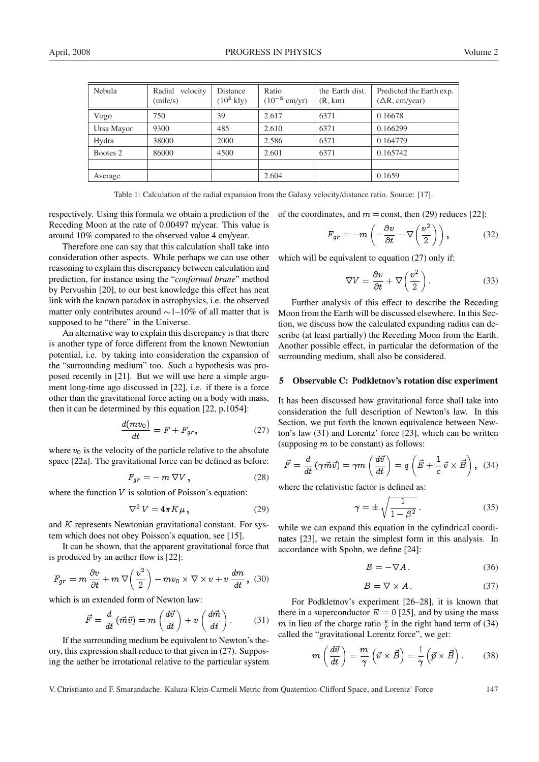| Nebula | Radial velocity (mile/s) | Distance ($10^3$ kly) | Ratio ($10^{-5}$ cm/yr) | the Earth dist. (R, km) | Predicted the Earth exp. ($\Delta$R, cm/year) |
|---|---|---|---|---|---|
| Virgo | 750 | 39 | 2.617 | 6371 | 0.16678 |
| Ursa Mayor | 9300 | 485 | 2.610 | 6371 | 0.166299 |
| Hydra | 38000 | 2000 | 2.586 | 6371 | 0.164779 |
| Bootes 2 | 86000 | 4500 | 2.601 | 6371 | 0.165742 |
| | | | | | |
| Average | | | 2.604 | | 0.1659 |

Table 1: Calculation of the radial expansion from the Galaxy velocity/distance ratio. Source: [17].

respectively. Using this formula we obtain a prediction of the Receding Moon at the rate of 0.00497 m/year. This value is around 10% compared to the observed value 4 cm/year.

Therefore one can say that this calculation shall take into consideration other aspects. While perhaps we can use other reasoning to explain this discrepancy between calculation and prediction, for instance using the "*conformal brane*" method by Pervushin [20], to our best knowledge this effect has neat link with the known paradox in astrophysics, i.e. the observed matter only contributes around ~1–10% of all matter that is supposed to be "there" in the Universe.

An alternative way to explain this discrepancy is that there is another type of force different from the known Newtonian potential, i.e. by taking into consideration the expansion of the "surrounding medium" too. Such a hypothesis was proposed recently in [21]. But we will use here a simple argument long-time ago discussed in [22], i.e. if there is a force other than the gravitational force acting on a body with mass, then it can be determined by this equation [22, p.1054]:

$$\frac{d(mv_0)}{dt} = F + F_{gr}, \tag{27}$$

where $v_0$ is the velocity of the particle relative to the absolute space [22a]. The gravitational force can be defined as before:

$$F_{gr} = -\, m\, \nabla V\,, \tag{28}$$

where the function $V$ is solution of Poisson's equation:

$$\nabla^2 V = 4\pi K \mu\,, \tag{29}$$

and $K$ represents Newtonian gravitational constant. For system which does not obey Poisson's equation, see [15].

It can be shown, that the apparent gravitational force that is produced by an aether flow is [22]:

$$F_{gr} = m\,\frac{\partial v}{\partial t} + m\,\nabla\!\left(\frac{v^2}{2}\right) - m v_0 \times \nabla \times v + v\,\frac{dm}{dt}\,, \tag{30}$$

which is an extended form of Newton law:

$$\vec{F} = \frac{d}{dt}\left(\vec{m}\vec{v}\right) = m\left(\frac{d\vec{v}}{dt}\right) + v\left(\frac{d\vec{m}}{dt}\right). \tag{31}$$

If the surrounding medium be equivalent to Newton's theory, this expression shall reduce to that given in (27). Supposing the aether be irrotational relative to the particular system of the coordinates, and $m = \text{const}$, then (29) reduces [22]:

$$F_{gr} = -m\left(-\frac{\partial v}{\partial t} - \nabla\!\left(\frac{v^2}{2}\right)\right), \tag{32}$$

which will be equivalent to equation (27) only if:

$$\nabla V = \frac{\partial v}{\partial t} + \nabla\!\left(\frac{v^2}{2}\right). \tag{33}$$

Further analysis of this effect to describe the Receding Moon from the Earth will be discussed elsewhere. In this Section, we discuss how the calculated expanding radius can describe (at least partially) the Receding Moon from the Earth. Another possible effect, in particular the deformation of the surrounding medium, shall also be considered.

## 5 Observable C: Podkletnov's rotation disc experiment

It has been discussed how gravitational force shall take into consideration the full description of Newton's law. In this Section, we put forth the known equivalence between Newton's law (31) and Lorentz' force [23], which can be written (supposing $m$ to be constant) as follows:

$$\vec{F} = \frac{d}{dt}\left(\gamma\vec{m}\vec{v}\right) = \gamma m\left(\frac{d\vec{v}}{dt}\right) = q\left(\vec{E} + \frac{1}{c}\,\vec{v}\times\vec{B}\right), \tag{34}$$

where the relativistic factor is defined as:

$$\gamma = \pm\sqrt{\frac{1}{1-\beta^2}}\,. \tag{35}$$

while we can expand this equation in the cylindrical coordinates [23], we retain the simplest form in this analysis. In accordance with Spohn, we define [24]:

$$E = -\nabla A\,. \tag{36}$$

$$B = \nabla \times A\,. \tag{37}$$

For Podkletnov's experiment [26–28], it is known that there in a superconductor $E = 0$ [25], and by using the mass $m$ in lieu of the charge ratio $\frac{e}{c}$ in the right hand term of (34) called the "gravitational Lorentz force", we get:

$$m\left(\frac{d\vec{v}}{dt}\right) = \frac{m}{\gamma}\left(\vec{v}\times\vec{B}\right) = \frac{1}{\gamma}\left(\vec{p}\times\vec{B}\right). \tag{38}$$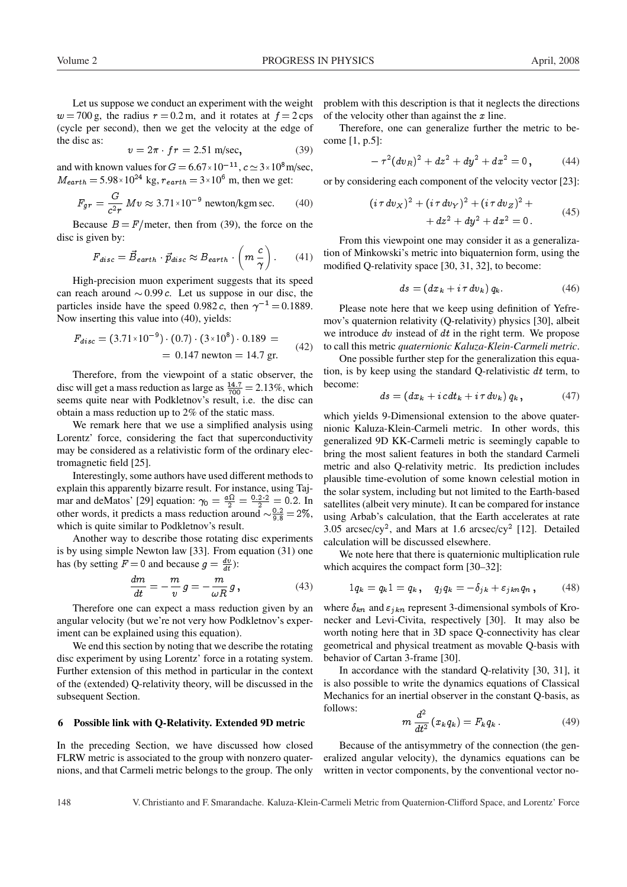Let us suppose we conduct an experiment with the weight $w = 700$ g, the radius $r = 0.2$ m, and it rotates at $f = 2$ cps (cycle per second), then we get the velocity at the edge of the disc as:

$$v = 2\pi \cdot fr = 2.51 \text{ m/sec}, \tag{39}$$

and with known values for $G = 6.67 \times 10^{-11}$, $c \simeq 3 \times 10^8$ m/sec, $M_{earth} = 5.98 \times 10^{24}$ kg, $r_{earth} = 3 \times 10^6$ m, then we get:

$$F_{gr} = \frac{G}{c^2 r} Mv \approx 3.71 \times 10^{-9} \text{ newton/kgm sec.} \tag{40}$$

Because $B = F/\text{meter}$, then from (39), the force on the disc is given by:

$$F_{disc} = \vec{B}_{earth} \cdot \vec{p}_{disc} \approx B_{earth} \cdot \left( m \frac{c}{\gamma} \right). \tag{41}$$

High-precision muon experiment suggests that its speed can reach around $\sim 0.99\,c$. Let us suppose in our disc, the particles inside have the speed $0.982\,c$, then $\gamma^{-1} = 0.1889$. Now inserting this value into (40), yields:

$$\begin{aligned} F_{disc} = (3.71 \times 10^{-9}) \cdot (0.7) \cdot (3 \times 10^8) \cdot 0.189 = \\ = 0.147 \text{ newton} = 14.7 \text{ gr.} \end{aligned} \tag{42}$$

Therefore, from the viewpoint of a static observer, the disc will get a mass reduction as large as $\frac{14.7}{700} = 2.13\%$, which seems quite near with Podkletnov's result, i.e. the disc can obtain a mass reduction up to 2% of the static mass.

We remark here that we use a simplified analysis using Lorentz' force, considering the fact that superconductivity may be considered as a relativistic form of the ordinary electromagnetic field [25].

Interestingly, some authors have used different methods to explain this apparently bizarre result. For instance, using Tajmar and deMatos' [29] equation: $\gamma_0 = \frac{a\Omega}{2} = \frac{0.2 \cdot 2}{2} = 0.2$. In other words, it predicts a mass reduction around $\sim \frac{0.2}{9.8} = 2\%$, which is quite similar to Podkletnov's result.

Another way to describe those rotating disc experiments is by using simple Newton law [33]. From equation (31) one has (by setting $F = 0$ and because $g = \frac{dv}{dt}$):

$$\frac{dm}{dt} = -\frac{m}{v}\, g = -\frac{m}{\omega R}\, g\,, \tag{43}$$

Therefore one can expect a mass reduction given by an angular velocity (but we're not very how Podkletnov's experiment can be explained using this equation).

We end this section by noting that we describe the rotating disc experiment by using Lorentz' force in a rotating system. Further extension of this method in particular in the context of the (extended) Q-relativity theory, will be discussed in the subsequent Section.

## 6 Possible link with Q-Relativity. Extended 9D metric

In the preceding Section, we have discussed how closed FLRW metric is associated to the group with nonzero quaternions, and that Carmeli metric belongs to the group. The only problem with this description is that it neglects the directions of the velocity other than against the $x$ line.

Therefore, one can generalize further the metric to become [1, p.5]:

$$-\tau^2 (dv_R)^2 + dz^2 + dy^2 + dx^2 = 0\,, \tag{44}$$

or by considering each component of the velocity vector [23]:

$$\begin{aligned} (i\tau\, dv_X)^2 + (i\tau\, dv_Y)^2 + (i\tau\, dv_Z)^2 + \\ + dz^2 + dy^2 + dx^2 = 0\,. \end{aligned} \tag{45}$$

From this viewpoint one may consider it as a generalization of Minkowski's metric into biquaternion form, using the modified Q-relativity space [30, 31, 32], to become:

$$ds = (dx_k + i\tau\, dv_k)\, q_k. \tag{46}$$

Please note here that we keep using definition of Yefremov's quaternion relativity (Q-relativity) physics [30], albeit we introduce $dv$ instead of $dt$ in the right term. We propose to call this metric *quaternionic Kaluza-Klein-Carmeli metric*.

One possible further step for the generalization this equation, is by keep using the standard Q-relativistic $dt$ term, to become:

$$ds = (dx_k + i\,c dt_k + i\tau\, dv_k)\, q_k\,, \tag{47}$$

which yields 9-Dimensional extension to the above quaternionic Kaluza-Klein-Carmeli metric. In other words, this generalized 9D KK-Carmeli metric is seemingly capable to bring the most salient features in both the standard Carmeli metric and also Q-relativity metric. Its prediction includes plausible time-evolution of some known celestial motion in the solar system, including but not limited to the Earth-based satellites (albeit very minute). It can be compared for instance using Arbab's calculation, that the Earth accelerates at rate 3.05 arcsec/cy$^2$, and Mars at 1.6 arcsec/cy$^2$ [12]. Detailed calculation will be discussed elsewhere.

We note here that there is quaternionic multiplication rule which acquires the compact form [30–32]:

$$1q_k = q_k 1 = q_k\,, \quad q_j q_k = -\delta_{jk} + \varepsilon_{jkn} q_n\,, \tag{48}$$

where $\delta_{kn}$ and $\varepsilon_{jkn}$ represent 3-dimensional symbols of Kronecker and Levi-Civita, respectively [30]. It may also be worth noting here that in 3D space Q-connectivity has clear geometrical and physical treatment as movable Q-basis with behavior of Cartan 3-frame [30].

In accordance with the standard Q-relativity [30, 31], it is also possible to write the dynamics equations of Classical Mechanics for an inertial observer in the constant Q-basis, as follows:

$$m\, \frac{d^2}{dt^2}\, (x_k q_k) = F_k q_k\,. \tag{49}$$

Because of the antisymmetry of the connection (the generalized angular velocity), the dynamics equations can be written in vector components, by the conventional vector no-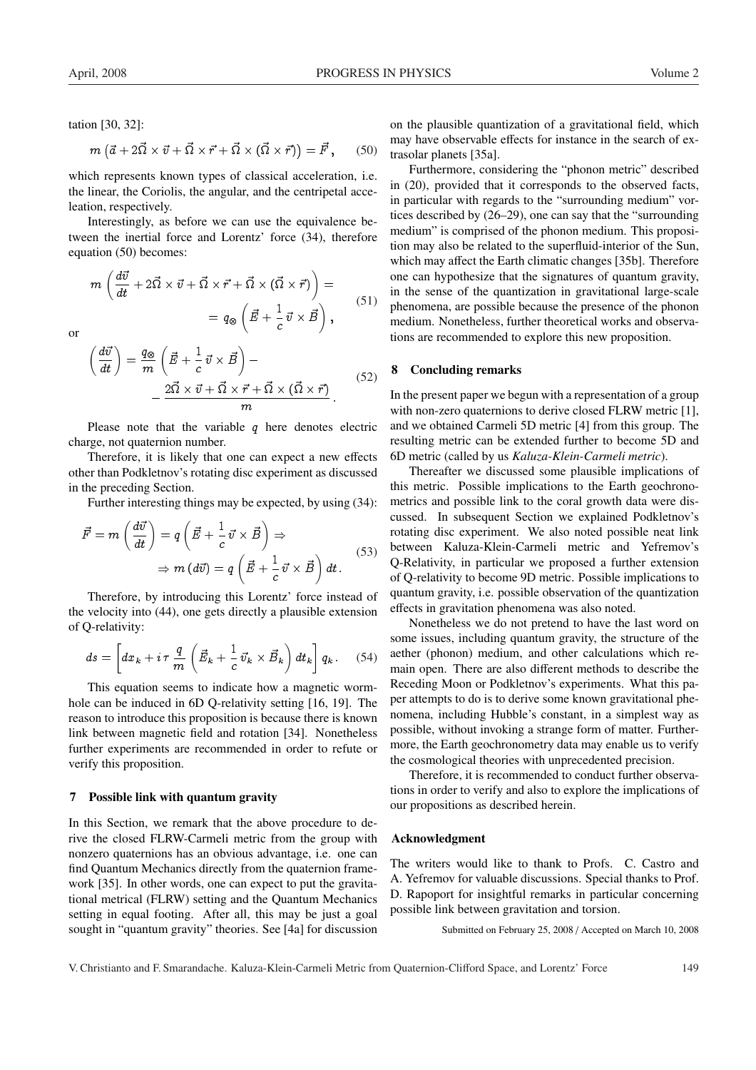tation [30, 32]:

$$m\left(\vec{a}+2\vec{\Omega}\times\vec{v}+\vec{\Omega}\times\vec{r}+\vec{\Omega}\times(\vec{\Omega}\times\vec{r})\right)=\vec{F}\,, \tag{50}$$

which represents known types of classical acceleration, i.e. the linear, the Coriolis, the angular, and the centripetal acceleation, respectively.

Interestingly, as before we can use the equivalence between the inertial force and Lorentz' force (34), therefore equation (50) becomes:

$$m\left(\frac{d\vec{v}}{dt}+2\vec{\Omega}\times\vec{v}+\vec{\Omega}\times\vec{r}+\vec{\Omega}\times(\vec{\Omega}\times\vec{r})\right)= = q_{\otimes}\left(\vec{E}+\frac{1}{c}\,\vec{v}\times\vec{B}\right), \tag{51}$$

or

$$\left(\frac{d\vec{v}}{dt}\right)=\frac{q_{\otimes}}{m}\left(\vec{E}+\frac{1}{c}\,\vec{v}\times\vec{B}\right)- -\frac{2\vec{\Omega}\times\vec{v}+\vec{\Omega}\times\vec{r}+\vec{\Omega}\times(\vec{\Omega}\times\vec{r})}{m}\,. \tag{52}$$

Please note that the variable $q$ here denotes electric charge, not quaternion number.

Therefore, it is likely that one can expect a new effects other than Podkletnov's rotating disc experiment as discussed in the preceding Section.

Further interesting things may be expected, by using (34):

$$\vec{F}=m\left(\frac{d\vec{v}}{dt}\right)=q\left(\vec{E}+\frac{1}{c}\,\vec{v}\times\vec{B}\right)\Rightarrow \Rightarrow m\,(d\vec{v})=q\left(\vec{E}+\frac{1}{c}\,\vec{v}\times\vec{B}\right)dt\,. \tag{53}$$

Therefore, by introducing this Lorentz' force instead of the velocity into (44), one gets directly a plausible extension of Q-relativity:

$$ds=\left[dx_k+i\,\tau\,\frac{q}{m}\left(\vec{E}_k+\frac{1}{c}\,\vec{v}_k\times\vec{B}_k\right)dt_k\right]q_k\,. \tag{54}$$

This equation seems to indicate how a magnetic wormhole can be induced in 6D Q-relativity setting [16, 19]. The reason to introduce this proposition is because there is known link between magnetic field and rotation [34]. Nonetheless further experiments are recommended in order to refute or verify this proposition.

## 7 Possible link with quantum gravity

In this Section, we remark that the above procedure to derive the closed FLRW-Carmeli metric from the group with nonzero quaternions has an obvious advantage, i.e. one can find Quantum Mechanics directly from the quaternion framework [35]. In other words, one can expect to put the gravitational metrical (FLRW) setting and the Quantum Mechanics setting in equal footing. After all, this may be just a goal sought in "quantum gravity" theories. See [4a] for discussion on the plausible quantization of a gravitational field, which may have observable effects for instance in the search of extrasolar planets [35a].

Furthermore, considering the "phonon metric" described in (20), provided that it corresponds to the observed facts, in particular with regards to the "surrounding medium" vortices described by (26–29), one can say that the "surrounding medium" is comprised of the phonon medium. This proposition may also be related to the superfluid-interior of the Sun, which may affect the Earth climatic changes [35b]. Therefore one can hypothesize that the signatures of quantum gravity, in the sense of the quantization in gravitational large-scale phenomena, are possible because the presence of the phonon medium. Nonetheless, further theoretical works and observations are recommended to explore this new proposition.

## 8 Concluding remarks

In the present paper we begun with a representation of a group with non-zero quaternions to derive closed FLRW metric [1], and we obtained Carmeli 5D metric [4] from this group. The resulting metric can be extended further to become 5D and 6D metric (called by us *Kaluza-Klein-Carmeli metric*).

Thereafter we discussed some plausible implications of this metric. Possible implications to the Earth geochronometrics and possible link to the coral growth data were discussed. In subsequent Section we explained Podkletnov's rotating disc experiment. We also noted possible neat link between Kaluza-Klein-Carmeli metric and Yefremov's Q-Relativity, in particular we proposed a further extension of Q-relativity to become 9D metric. Possible implications to quantum gravity, i.e. possible observation of the quantization effects in gravitation phenomena was also noted.

Nonetheless we do not pretend to have the last word on some issues, including quantum gravity, the structure of the aether (phonon) medium, and other calculations which remain open. There are also different methods to describe the Receding Moon or Podkletnov's experiments. What this paper attempts to do is to derive some known gravitational phenomena, including Hubble's constant, in a simplest way as possible, without invoking a strange form of matter. Furthermore, the Earth geochronometry data may enable us to verify the cosmological theories with unprecedented precision.

Therefore, it is recommended to conduct further observations in order to verify and also to explore the implications of our propositions as described herein.

## Acknowledgment

The writers would like to thank to Profs. C. Castro and A. Yefremov for valuable discussions. Special thanks to Prof. D. Rapoport for insightful remarks in particular concerning possible link between gravitation and torsion.

Submitted on February 25, 2008 / Accepted on March 10, 2008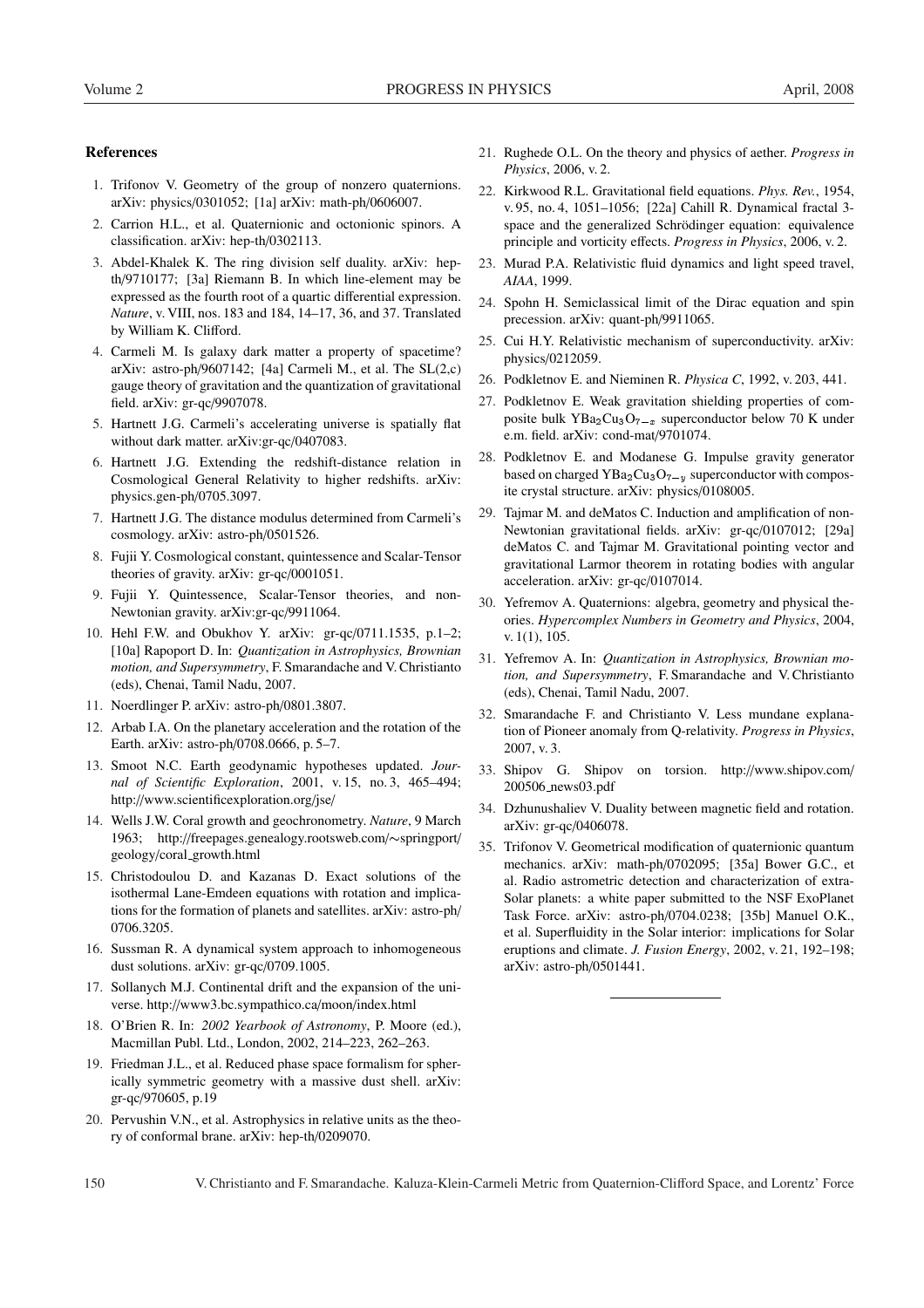## References

1. Trifonov V. Geometry of the group of nonzero quaternions. arXiv: physics/0301052; [1a] arXiv: math-ph/0606007.
2. Carrion H.L., et al. Quaternionic and octonionic spinors. A classification. arXiv: hep-th/0302113.
3. Abdel-Khalek K. The ring division self duality. arXiv: hep-th/9710177; [3a] Riemann B. In which line-element may be expressed as the fourth root of a quartic differential expression. *Nature*, v. VIII, nos. 183 and 184, 14–17, 36, and 37. Translated by William K. Clifford.
4. Carmeli M. Is galaxy dark matter a property of spacetime? arXiv: astro-ph/9607142; [4a] Carmeli M., et al. The SL(2,c) gauge theory of gravitation and the quantization of gravitational field. arXiv: gr-qc/9907078.
5. Hartnett J.G. Carmeli's accelerating universe is spatially flat without dark matter. arXiv:gr-qc/0407083.
6. Hartnett J.G. Extending the redshift-distance relation in Cosmological General Relativity to higher redshifts. arXiv: physics.gen-ph/0705.3097.
7. Hartnett J.G. The distance modulus determined from Carmeli's cosmology. arXiv: astro-ph/0501526.
8. Fujii Y. Cosmological constant, quintessence and Scalar-Tensor theories of gravity. arXiv: gr-qc/0001051.
9. Fujii Y. Quintessence, Scalar-Tensor theories, and non-Newtonian gravity. arXiv:gr-qc/9911064.
10. Hehl F.W. and Obukhov Y. arXiv: gr-qc/0711.1535, p.1–2; [10a] Rapoport D. In: *Quantization in Astrophysics, Brownian motion, and Supersymmetry*, F. Smarandache and V. Christianto (eds), Chenai, Tamil Nadu, 2007.
11. Noerdlinger P. arXiv: astro-ph/0801.3807.
12. Arbab I.A. On the planetary acceleration and the rotation of the Earth. arXiv: astro-ph/0708.0666, p. 5–7.
13. Smoot N.C. Earth geodynamic hypotheses updated. *Journal of Scientific Exploration*, 2001, v. 15, no. 3, 465–494; http://www.scientificexploration.org/jse/
14. Wells J.W. Coral growth and geochronometry. *Nature*, 9 March 1963; http://freepages.genealogy.rootsweb.com/~springport/geology/coral_growth.html
15. Christodoulou D. and Kazanas D. Exact solutions of the isothermal Lane-Emdeen equations with rotation and implications for the formation of planets and satellites. arXiv: astro-ph/0706.3205.
16. Sussman R. A dynamical system approach to inhomogeneous dust solutions. arXiv: gr-qc/0709.1005.
17. Sollanych M.J. Continental drift and the expansion of the universe. http://www3.bc.sympathico.ca/moon/index.html
18. O'Brien R. In: *2002 Yearbook of Astronomy*, P. Moore (ed.), Macmillan Publ. Ltd., London, 2002, 214–223, 262–263.
19. Friedman J.L., et al. Reduced phase space formalism for spherically symmetric geometry with a massive dust shell. arXiv: gr-qc/970605, p.19
20. Pervushin V.N., et al. Astrophysics in relative units as the theory of conformal brane. arXiv: hep-th/0209070.
21. Rughede O.L. On the theory and physics of aether. *Progress in Physics*, 2006, v. 2.
22. Kirkwood R.L. Gravitational field equations. *Phys. Rev.*, 1954, v. 95, no. 4, 1051–1056; [22a] Cahill R. Dynamical fractal 3-space and the generalized Schrödinger equation: equivalence principle and vorticity effects. *Progress in Physics*, 2006, v. 2.
23. Murad P.A. Relativistic fluid dynamics and light speed travel, *AIAA*, 1999.
24. Spohn H. Semiclassical limit of the Dirac equation and spin precession. arXiv: quant-ph/9911065.
25. Cui H.Y. Relativistic mechanism of superconductivity. arXiv: physics/0212059.
26. Podkletnov E. and Nieminen R. *Physica C*, 1992, v. 203, 441.
27. Podkletnov E. Weak gravitation shielding properties of composite bulk $YBa_2Cu_3O_{7-x}$ superconductor below 70 K under e.m. field. arXiv: cond-mat/9701074.
28. Podkletnov E. and Modanese G. Impulse gravity generator based on charged $YBa_2Cu_3O_{7-y}$ superconductor with composite crystal structure. arXiv: physics/0108005.
29. Tajmar M. and deMatos C. Induction and amplification of non-Newtonian gravitational fields. arXiv: gr-qc/0107012; [29a] deMatos C. and Tajmar M. Gravitational pointing vector and gravitational Larmor theorem in rotating bodies with angular acceleration. arXiv: gr-qc/0107014.
30. Yefremov A. Quaternions: algebra, geometry and physical theories. *Hypercomplex Numbers in Geometry and Physics*, 2004, v. 1(1), 105.
31. Yefremov A. In: *Quantization in Astrophysics, Brownian motion, and Supersymmetry*, F. Smarandache and V. Christianto (eds), Chenai, Tamil Nadu, 2007.
32. Smarandache F. and Christianto V. Less mundane explanation of Pioneer anomaly from Q-relativity. *Progress in Physics*, 2007, v. 3.
33. Shipov G. Shipov on torsion. http://www.shipov.com/200506_news03.pdf
34. Dzhunushaliev V. Duality between magnetic field and rotation. arXiv: gr-qc/0406078.
35. Trifonov V. Geometrical modification of quaternionic quantum mechanics. arXiv: math-ph/0702095; [35a] Bower G.C., et al. Radio astrometric detection and characterization of extra-Solar planets: a white paper submitted to the NSF ExoPlanet Task Force. arXiv: astro-ph/0704.0238; [35b] Manuel O.K., et al. Superfluidity in the Solar interior: implications for Solar eruptions and climate. *J. Fusion Energy*, 2002, v. 21, 192–198; arXiv: astro-ph/0501441.